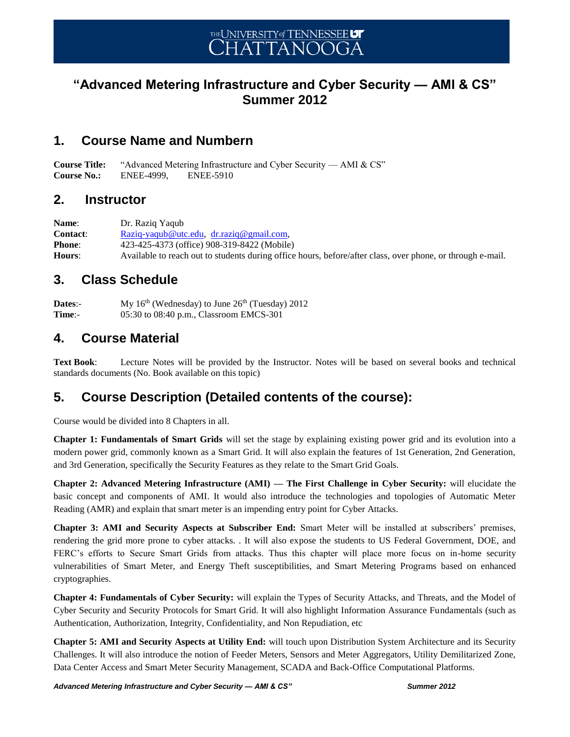THE UNIVERSITY of TENNESSEE UT CHATTANOOGA

# "Advanced Metering Infrastructure and Cyber Security — AMI & CS" Summer 2012

## 1. Course Name and Numbern

**Course Title:** "Advanced Metering Infrastructure and Cyber Security — AMI & CS"
**Course No.:** ENEE-4999, ENEE-5910

## 2. Instructor

**Name**: Dr. Raziq Yaqub
**Contact**: Raziq-yaqub@utc.edu, dr.raziq@gmail.com,
**Phone**: 423-425-4373 (office) 908-319-8422 (Mobile)
**Hours**: Available to reach out to students during office hours, before/after class, over phone, or through e-mail.

## 3. Class Schedule

**Dates**:- My 16th (Wednesday) to June 26th (Tuesday) 2012
**Time**:- 05:30 to 08:40 p.m., Classroom EMCS-301

## 4. Course Material

**Text Book**: Lecture Notes will be provided by the Instructor. Notes will be based on several books and technical standards documents (No. Book available on this topic)

## 5. Course Description (Detailed contents of the course):

Course would be divided into 8 Chapters in all.

**Chapter 1: Fundamentals of Smart Grids** will set the stage by explaining existing power grid and its evolution into a modern power grid, commonly known as a Smart Grid. It will also explain the features of 1st Generation, 2nd Generation, and 3rd Generation, specifically the Security Features as they relate to the Smart Grid Goals.

**Chapter 2: Advanced Metering Infrastructure (AMI) — The First Challenge in Cyber Security:** will elucidate the basic concept and components of AMI. It would also introduce the technologies and topologies of Automatic Meter Reading (AMR) and explain that smart meter is an impending entry point for Cyber Attacks.

**Chapter 3: AMI and Security Aspects at Subscriber End:** Smart Meter will be installed at subscribers' premises, rendering the grid more prone to cyber attacks. . It will also expose the students to US Federal Government, DOE, and FERC's efforts to Secure Smart Grids from attacks. Thus this chapter will place more focus on in-home security vulnerabilities of Smart Meter, and Energy Theft susceptibilities, and Smart Metering Programs based on enhanced cryptographies.

**Chapter 4: Fundamentals of Cyber Security:** will explain the Types of Security Attacks, and Threats, and the Model of Cyber Security and Security Protocols for Smart Grid. It will also highlight Information Assurance Fundamentals (such as Authentication, Authorization, Integrity, Confidentiality, and Non Repudiation, etc

**Chapter 5: AMI and Security Aspects at Utility End:** will touch upon Distribution System Architecture and its Security Challenges. It will also introduce the notion of Feeder Meters, Sensors and Meter Aggregators, Utility Demilitarized Zone, Data Center Access and Smart Meter Security Management, SCADA and Back-Office Computational Platforms.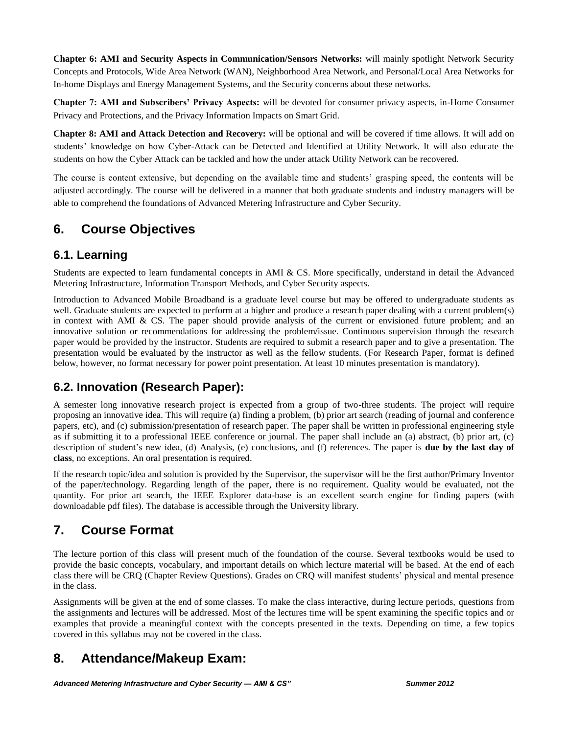**Chapter 6: AMI and Security Aspects in Communication/Sensors Networks:** will mainly spotlight Network Security Concepts and Protocols, Wide Area Network (WAN), Neighborhood Area Network, and Personal/Local Area Networks for In-home Displays and Energy Management Systems, and the Security concerns about these networks.

**Chapter 7: AMI and Subscribers' Privacy Aspects:** will be devoted for consumer privacy aspects, in-Home Consumer Privacy and Protections, and the Privacy Information Impacts on Smart Grid.

**Chapter 8: AMI and Attack Detection and Recovery:** will be optional and will be covered if time allows. It will add on students' knowledge on how Cyber-Attack can be Detected and Identified at Utility Network. It will also educate the students on how the Cyber Attack can be tackled and how the under attack Utility Network can be recovered.

The course is content extensive, but depending on the available time and students' grasping speed, the contents will be adjusted accordingly. The course will be delivered in a manner that both graduate students and industry managers will be able to comprehend the foundations of Advanced Metering Infrastructure and Cyber Security.

## 6. Course Objectives

### 6.1. Learning

Students are expected to learn fundamental concepts in AMI & CS. More specifically, understand in detail the Advanced Metering Infrastructure, Information Transport Methods, and Cyber Security aspects.

Introduction to Advanced Mobile Broadband is a graduate level course but may be offered to undergraduate students as well. Graduate students are expected to perform at a higher and produce a research paper dealing with a current problem(s) in context with AMI & CS. The paper should provide analysis of the current or envisioned future problem; and an innovative solution or recommendations for addressing the problem/issue. Continuous supervision through the research paper would be provided by the instructor. Students are required to submit a research paper and to give a presentation. The presentation would be evaluated by the instructor as well as the fellow students. (For Research Paper, format is defined below, however, no format necessary for power point presentation. At least 10 minutes presentation is mandatory).

### 6.2. Innovation (Research Paper):

A semester long innovative research project is expected from a group of two-three students. The project will require proposing an innovative idea. This will require (a) finding a problem, (b) prior art search (reading of journal and conference papers, etc), and (c) submission/presentation of research paper. The paper shall be written in professional engineering style as if submitting it to a professional IEEE conference or journal. The paper shall include an (a) abstract, (b) prior art, (c) description of student's new idea, (d) Analysis, (e) conclusions, and (f) references. The paper is **due by the last day of class**, no exceptions. An oral presentation is required.

If the research topic/idea and solution is provided by the Supervisor, the supervisor will be the first author/Primary Inventor of the paper/technology. Regarding length of the paper, there is no requirement. Quality would be evaluated, not the quantity. For prior art search, the IEEE Explorer data-base is an excellent search engine for finding papers (with downloadable pdf files). The database is accessible through the University library.

## 7. Course Format

The lecture portion of this class will present much of the foundation of the course. Several textbooks would be used to provide the basic concepts, vocabulary, and important details on which lecture material will be based. At the end of each class there will be CRQ (Chapter Review Questions). Grades on CRQ will manifest students' physical and mental presence in the class.

Assignments will be given at the end of some classes. To make the class interactive, during lecture periods, questions from the assignments and lectures will be addressed. Most of the lectures time will be spent examining the specific topics and or examples that provide a meaningful context with the concepts presented in the texts. Depending on time, a few topics covered in this syllabus may not be covered in the class.

## 8. Attendance/Makeup Exam: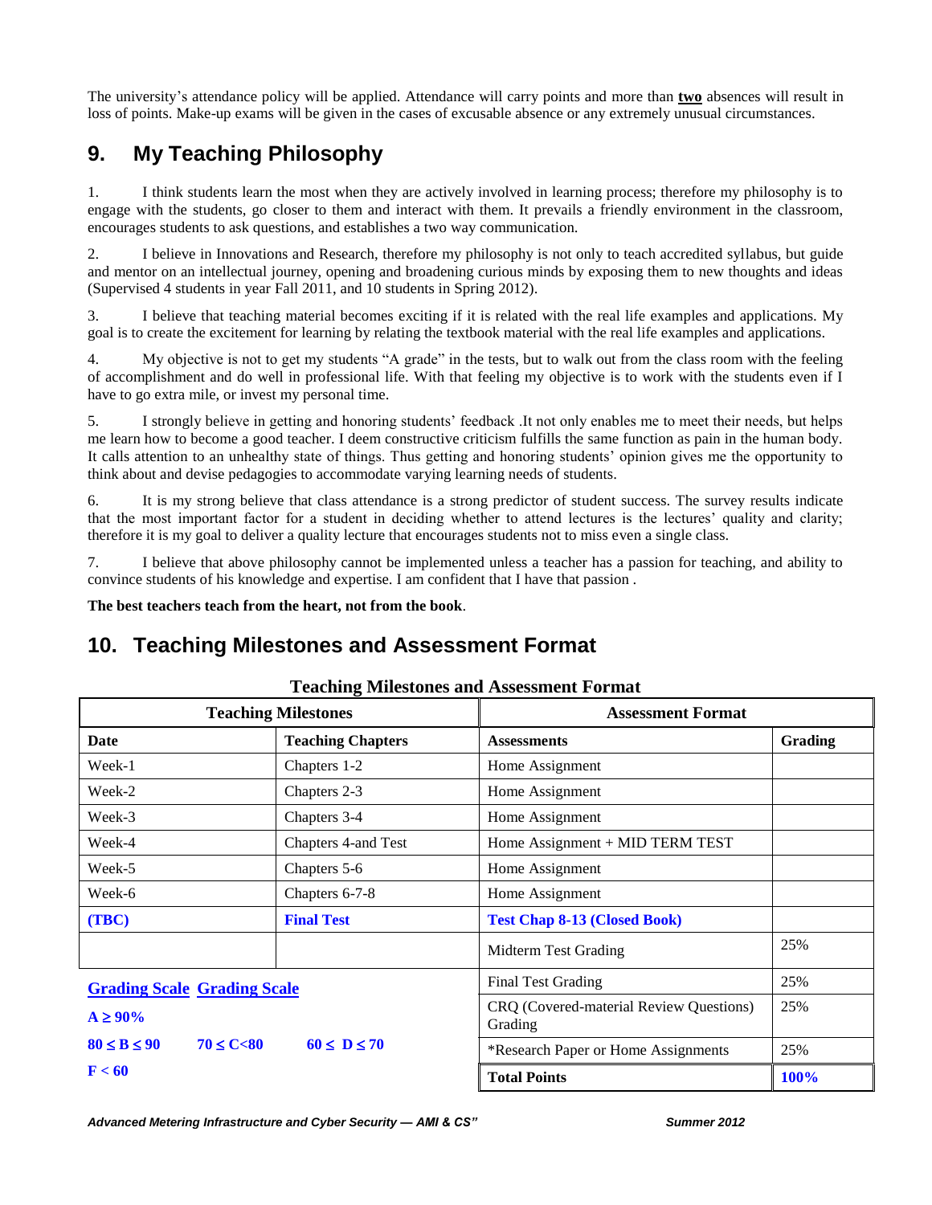The university's attendance policy will be applied. Attendance will carry points and more than **two** absences will result in loss of points. Make-up exams will be given in the cases of excusable absence or any extremely unusual circumstances.

## 9. My Teaching Philosophy

1. I think students learn the most when they are actively involved in learning process; therefore my philosophy is to engage with the students, go closer to them and interact with them. It prevails a friendly environment in the classroom, encourages students to ask questions, and establishes a two way communication.

2. I believe in Innovations and Research, therefore my philosophy is not only to teach accredited syllabus, but guide and mentor on an intellectual journey, opening and broadening curious minds by exposing them to new thoughts and ideas (Supervised 4 students in year Fall 2011, and 10 students in Spring 2012).

3. I believe that teaching material becomes exciting if it is related with the real life examples and applications. My goal is to create the excitement for learning by relating the textbook material with the real life examples and applications.

4. My objective is not to get my students "A grade" in the tests, but to walk out from the class room with the feeling of accomplishment and do well in professional life. With that feeling my objective is to work with the students even if I have to go extra mile, or invest my personal time.

5. I strongly believe in getting and honoring students' feedback .It not only enables me to meet their needs, but helps me learn how to become a good teacher. I deem constructive criticism fulfills the same function as pain in the human body. It calls attention to an unhealthy state of things. Thus getting and honoring students' opinion gives me the opportunity to think about and devise pedagogies to accommodate varying learning needs of students.

6. It is my strong believe that class attendance is a strong predictor of student success. The survey results indicate that the most important factor for a student in deciding whether to attend lectures is the lectures' quality and clarity; therefore it is my goal to deliver a quality lecture that encourages students not to miss even a single class.

7. I believe that above philosophy cannot be implemented unless a teacher has a passion for teaching, and ability to convince students of his knowledge and expertise. I am confident that I have that passion .

**The best teachers teach from the heart, not from the book**.

## 10. Teaching Milestones and Assessment Format

**Teaching Milestones and Assessment Format**

| Teaching Milestones | | Assessment Format | |
|---|---|---|---|
| **Date** | **Teaching Chapters** | **Assessments** | **Grading** |
| Week-1 | Chapters 1-2 | Home Assignment | |
| Week-2 | Chapters 2-3 | Home Assignment | |
| Week-3 | Chapters 3-4 | Home Assignment | |
| Week-4 | Chapters 4-and Test | Home Assignment + MID TERM TEST | |
| Week-5 | Chapters 5-6 | Home Assignment | |
| Week-6 | Chapters 6-7-8 | Home Assignment | |
| **(TBC)** | **Final Test** | **Test Chap 8-13 (Closed Book)** | |
| | | Midterm Test Grading | 25% |
| | | Final Test Grading | 25% |
| | | CRQ (Covered-material Review Questions) Grading | 25% |
| | | *Research Paper or Home Assignments | 25% |
| | | **Total Points** | **100%** |

**Grading Scale** **Grading Scale**

**A ≥ 90%**

**80 ≤ B ≤ 90** **70 ≤ C<80** **60 ≤ D ≤ 70**

**F < 60**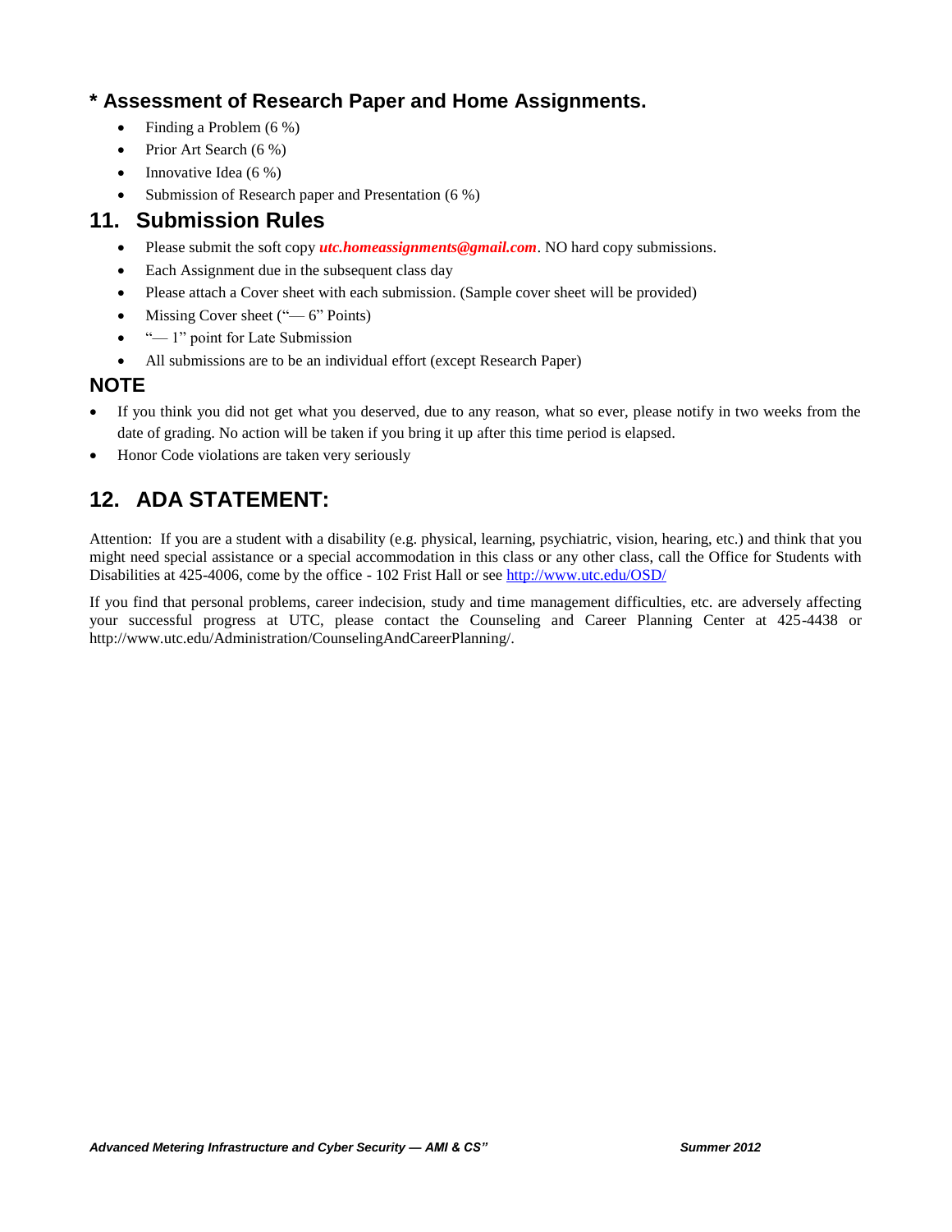## * Assessment of Research Paper and Home Assignments.

- Finding a Problem (6 %)
- Prior Art Search (6 %)
- Innovative Idea (6 %)
- Submission of Research paper and Presentation (6 %)

## 11. Submission Rules

- Please submit the soft copy ***utc.homeassignments@gmail.com***. NO hard copy submissions.
- Each Assignment due in the subsequent class day
- Please attach a Cover sheet with each submission. (Sample cover sheet will be provided)
- Missing Cover sheet ("— 6" Points)
- "— 1" point for Late Submission
- All submissions are to be an individual effort (except Research Paper)

## NOTE

- If you think you did not get what you deserved, due to any reason, what so ever, please notify in two weeks from the date of grading. No action will be taken if you bring it up after this time period is elapsed.
- Honor Code violations are taken very seriously

## 12. ADA STATEMENT:

Attention: If you are a student with a disability (e.g. physical, learning, psychiatric, vision, hearing, etc.) and think that you might need special assistance or a special accommodation in this class or any other class, call the Office for Students with Disabilities at 425-4006, come by the office - 102 Frist Hall or see http://www.utc.edu/OSD/

If you find that personal problems, career indecision, study and time management difficulties, etc. are adversely affecting your successful progress at UTC, please contact the Counseling and Career Planning Center at 425-4438 or http://www.utc.edu/Administration/CounselingAndCareerPlanning/.